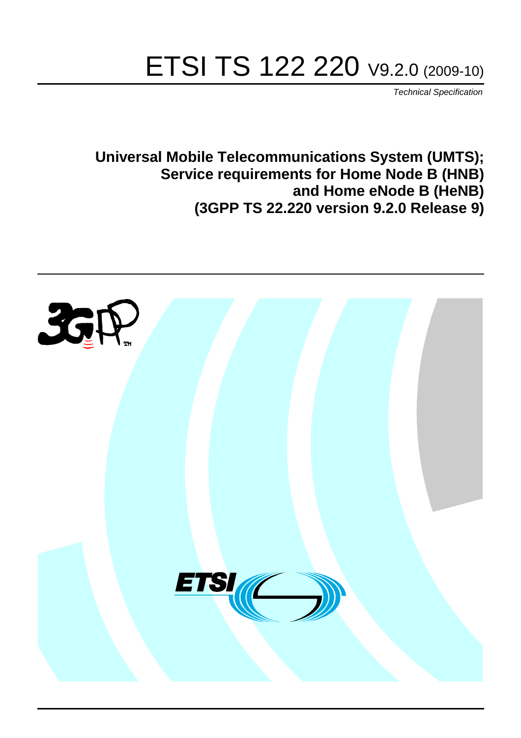# ETSI TS 122 220 V9.2.0 (2009-10)

*Technical Specification*

**Universal Mobile Telecommunications System (UMTS); Service requirements for Home Node B (HNB) and Home eNode B (HeNB) (3GPP TS 22.220 version 9.2.0 Release 9)**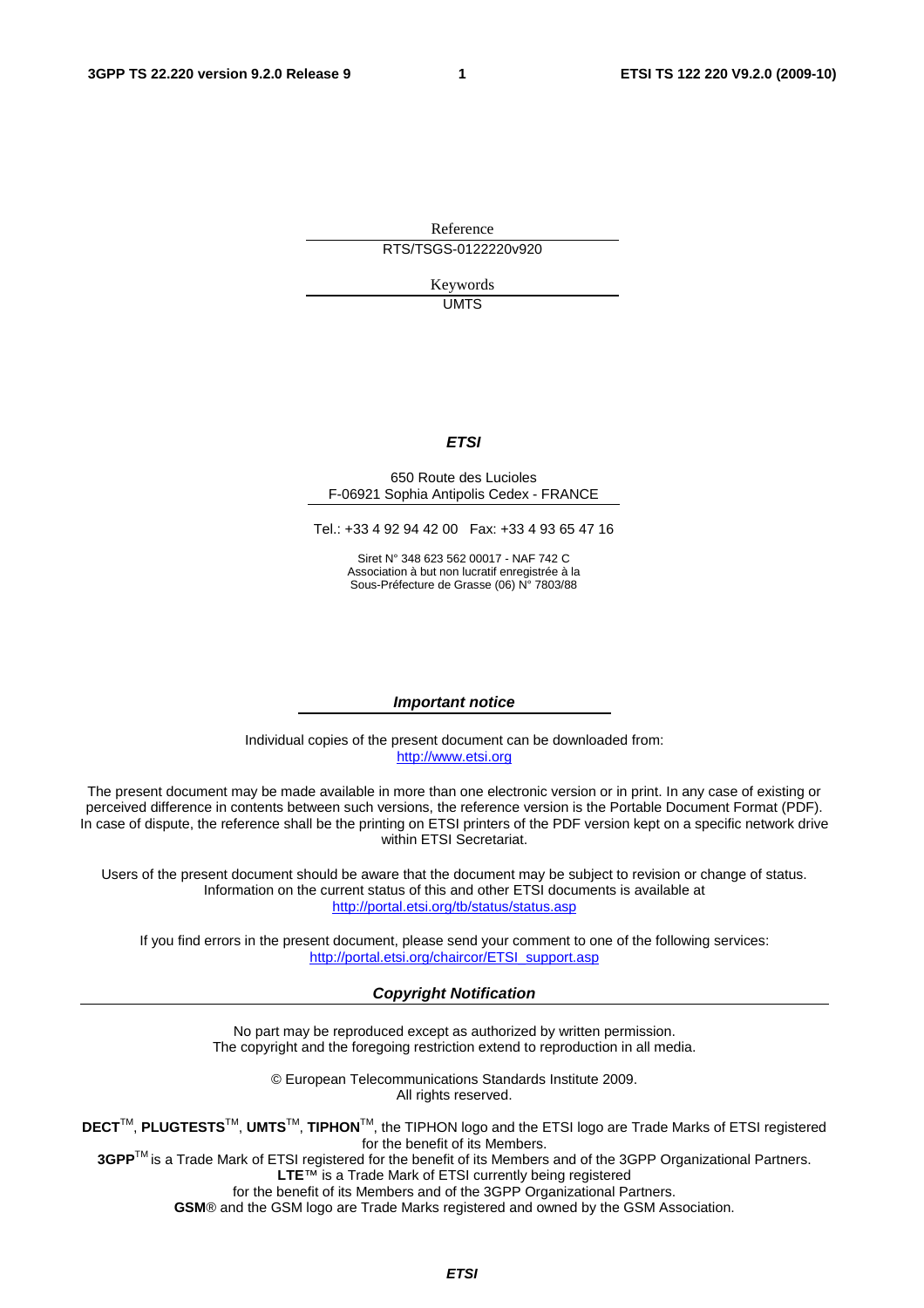Reference

RTS/TSGS-0122220v920

Keywords

UMTS

***ETSI***

650 Route des Lucioles
F-06921 Sophia Antipolis Cedex - FRANCE

Tel.: +33 4 92 94 42 00 Fax: +33 4 93 65 47 16

Siret N° 348 623 562 00017 - NAF 742 C
Association à but non lucratif enregistrée à la
Sous-Préfecture de Grasse (06) N° 7803/88

***Important notice***

Individual copies of the present document can be downloaded from:
http://www.etsi.org

The present document may be made available in more than one electronic version or in print. In any case of existing or perceived difference in contents between such versions, the reference version is the Portable Document Format (PDF). In case of dispute, the reference shall be the printing on ETSI printers of the PDF version kept on a specific network drive within ETSI Secretariat.

Users of the present document should be aware that the document may be subject to revision or change of status. Information on the current status of this and other ETSI documents is available at
http://portal.etsi.org/tb/status/status.asp

If you find errors in the present document, please send your comment to one of the following services:
http://portal.etsi.org/chaircor/ETSI_support.asp

***Copyright Notification***

No part may be reproduced except as authorized by written permission.
The copyright and the foregoing restriction extend to reproduction in all media.

© European Telecommunications Standards Institute 2009.
All rights reserved.

**DECT**TM, **PLUGTESTS**TM, **UMTS**TM, **TIPHON**TM, the TIPHON logo and the ETSI logo are Trade Marks of ETSI registered for the benefit of its Members.
**3GPP**TM is a Trade Mark of ETSI registered for the benefit of its Members and of the 3GPP Organizational Partners.
**LTE**™ is a Trade Mark of ETSI currently being registered
for the benefit of its Members and of the 3GPP Organizational Partners.
**GSM**® and the GSM logo are Trade Marks registered and owned by the GSM Association.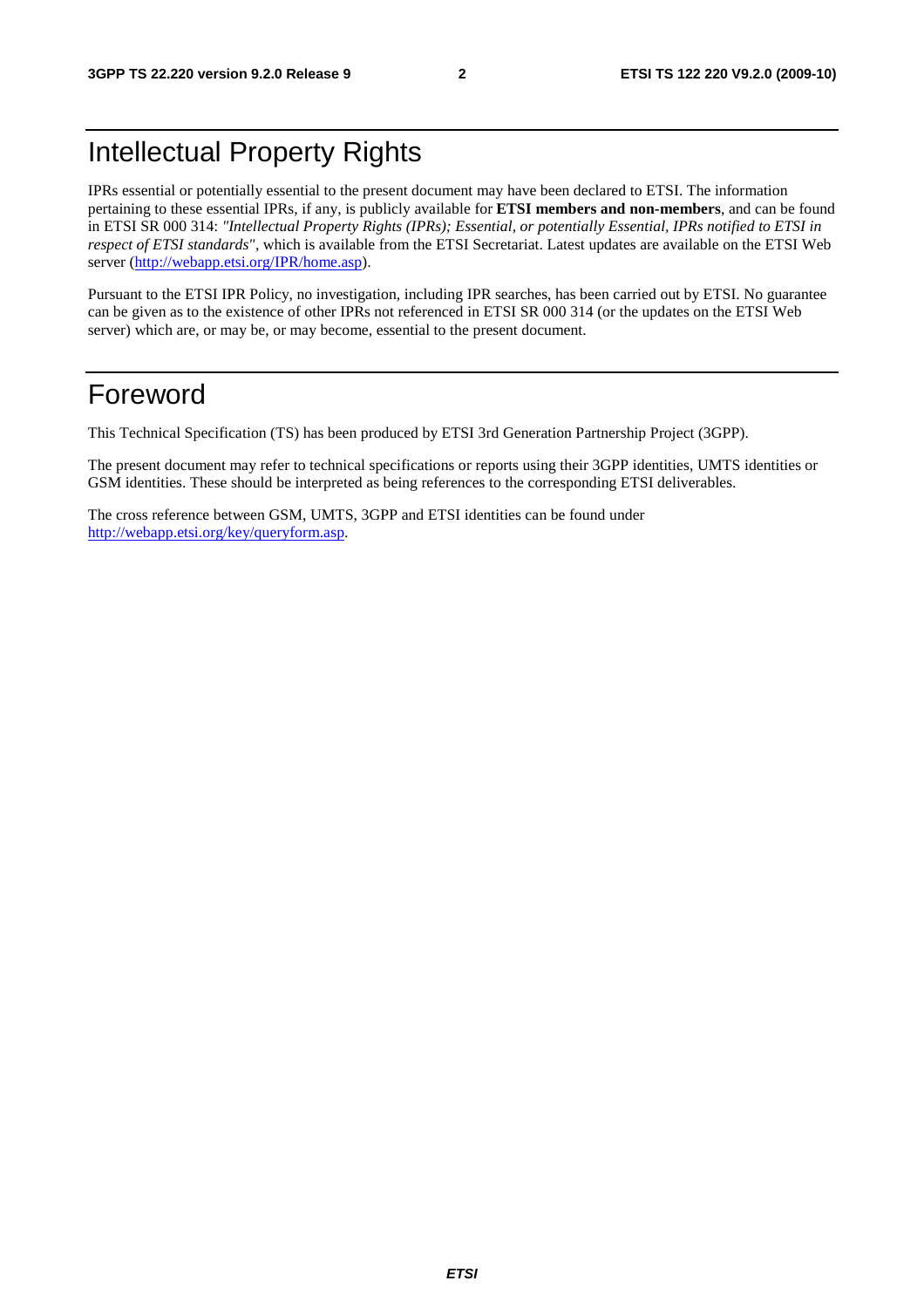# Intellectual Property Rights

IPRs essential or potentially essential to the present document may have been declared to ETSI. The information pertaining to these essential IPRs, if any, is publicly available for **ETSI members and non-members**, and can be found in ETSI SR 000 314: *"Intellectual Property Rights (IPRs); Essential, or potentially Essential, IPRs notified to ETSI in respect of ETSI standards"*, which is available from the ETSI Secretariat. Latest updates are available on the ETSI Web server (http://webapp.etsi.org/IPR/home.asp).

Pursuant to the ETSI IPR Policy, no investigation, including IPR searches, has been carried out by ETSI. No guarantee can be given as to the existence of other IPRs not referenced in ETSI SR 000 314 (or the updates on the ETSI Web server) which are, or may be, or may become, essential to the present document.

# Foreword

This Technical Specification (TS) has been produced by ETSI 3rd Generation Partnership Project (3GPP).

The present document may refer to technical specifications or reports using their 3GPP identities, UMTS identities or GSM identities. These should be interpreted as being references to the corresponding ETSI deliverables.

The cross reference between GSM, UMTS, 3GPP and ETSI identities can be found under http://webapp.etsi.org/key/queryform.asp.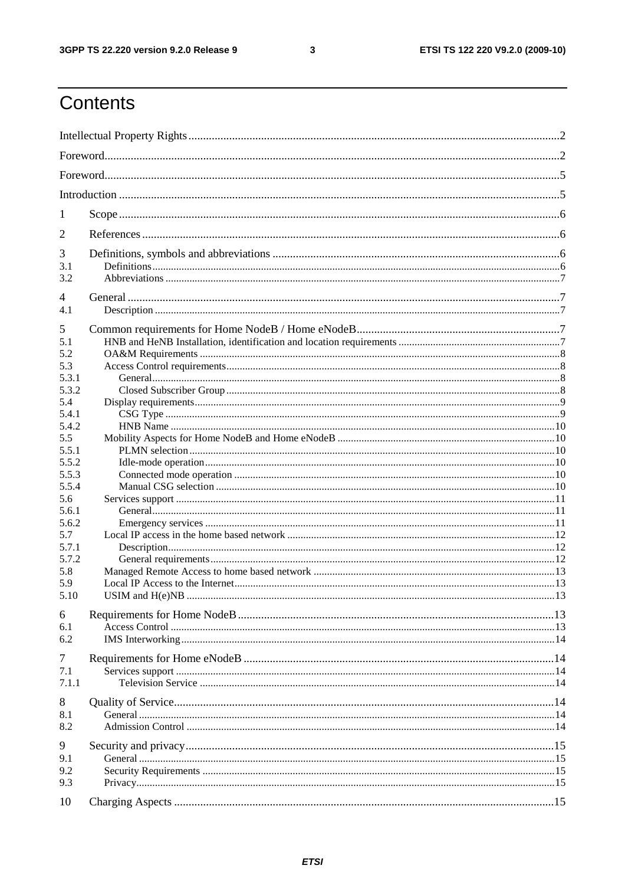# Contents

Intellectual Property Rights ....................................................................................................................2

Foreword....................................................................................................................................................2

Foreword....................................................................................................................................................5

Introduction ..............................................................................................................................................5

1 Scope ......................................................................................................................................................6

2 References ..............................................................................................................................................6

3 Definitions, symbols and abbreviations ..................................................................................................6
3.1 Definitions ...........................................................................................................................................6
3.2 Abbreviations .......................................................................................................................................7

4 General ....................................................................................................................................................7
4.1 Description ...........................................................................................................................................7

5 Common requirements for Home NodeB / Home eNodeB .....................................................................7
5.1 HNB and HeNB Installation, identification and location requirements .................................................7
5.2 OA&M Requirements ..........................................................................................................................8
5.3 Access Control requirements ................................................................................................................8
5.3.1 General .............................................................................................................................................8
5.3.2 Closed Subscriber Group ..................................................................................................................8
5.4 Display requirements ...........................................................................................................................9
5.4.1 CSG Type .........................................................................................................................................9
5.4.2 HNB Name .....................................................................................................................................10
5.5 Mobility Aspects for Home NodeB and Home eNodeB .....................................................................10
5.5.1 PLMN selection ..............................................................................................................................10
5.5.2 Idle-mode operation ........................................................................................................................10
5.5.3 Connected mode operation ..............................................................................................................10
5.5.4 Manual CSG selection ....................................................................................................................10
5.6 Services support .................................................................................................................................11
5.6.1 General ...........................................................................................................................................11
5.6.2 Emergency services ........................................................................................................................11
5.7 Local IP access in the home based network .......................................................................................12
5.7.1 Description .....................................................................................................................................12
5.7.2 General requirements ......................................................................................................................12
5.8 Managed Remote Access to home based network ..............................................................................13
5.9 Local IP Access to the Internet ............................................................................................................13
5.10 USIM and H(e)NB ..............................................................................................................................13

6 Requirements for Home NodeB ...........................................................................................................13
6.1 Access Control ...................................................................................................................................13
6.2 IMS Interworking ...............................................................................................................................14

7 Requirements for Home eNodeB ..........................................................................................................14
7.1 Services support .................................................................................................................................14
7.1.1 Television Service ...........................................................................................................................14

8 Quality of Service .................................................................................................................................14
8.1 General ...............................................................................................................................................14
8.2 Admission Control ..............................................................................................................................14

9 Security and privacy ..............................................................................................................................15
9.1 General ...............................................................................................................................................15
9.2 Security Requirements ........................................................................................................................15
9.3 Privacy ...............................................................................................................................................15

10 Charging Aspects ................................................................................................................................15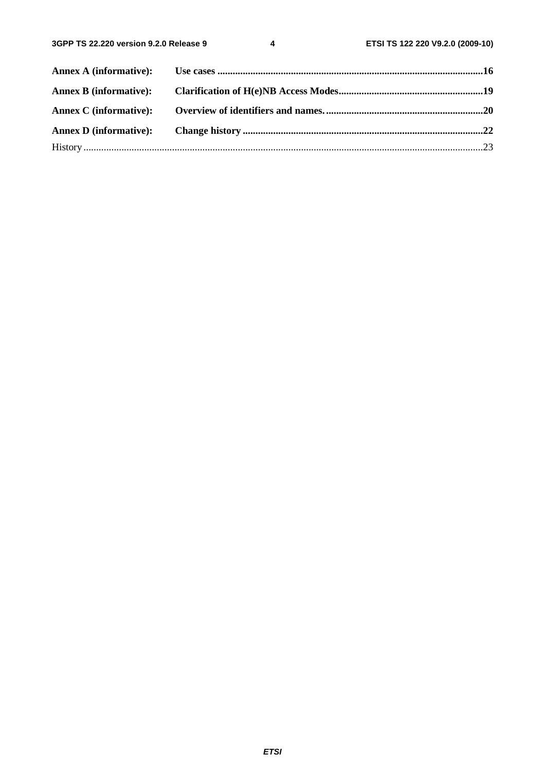**Annex A (informative): Use cases** .....16

**Annex B (informative): Clarification of H(e)NB Access Modes** .....19

**Annex C (informative): Overview of identifiers and names.** .....20

**Annex D (informative): Change history** .....22

History .....23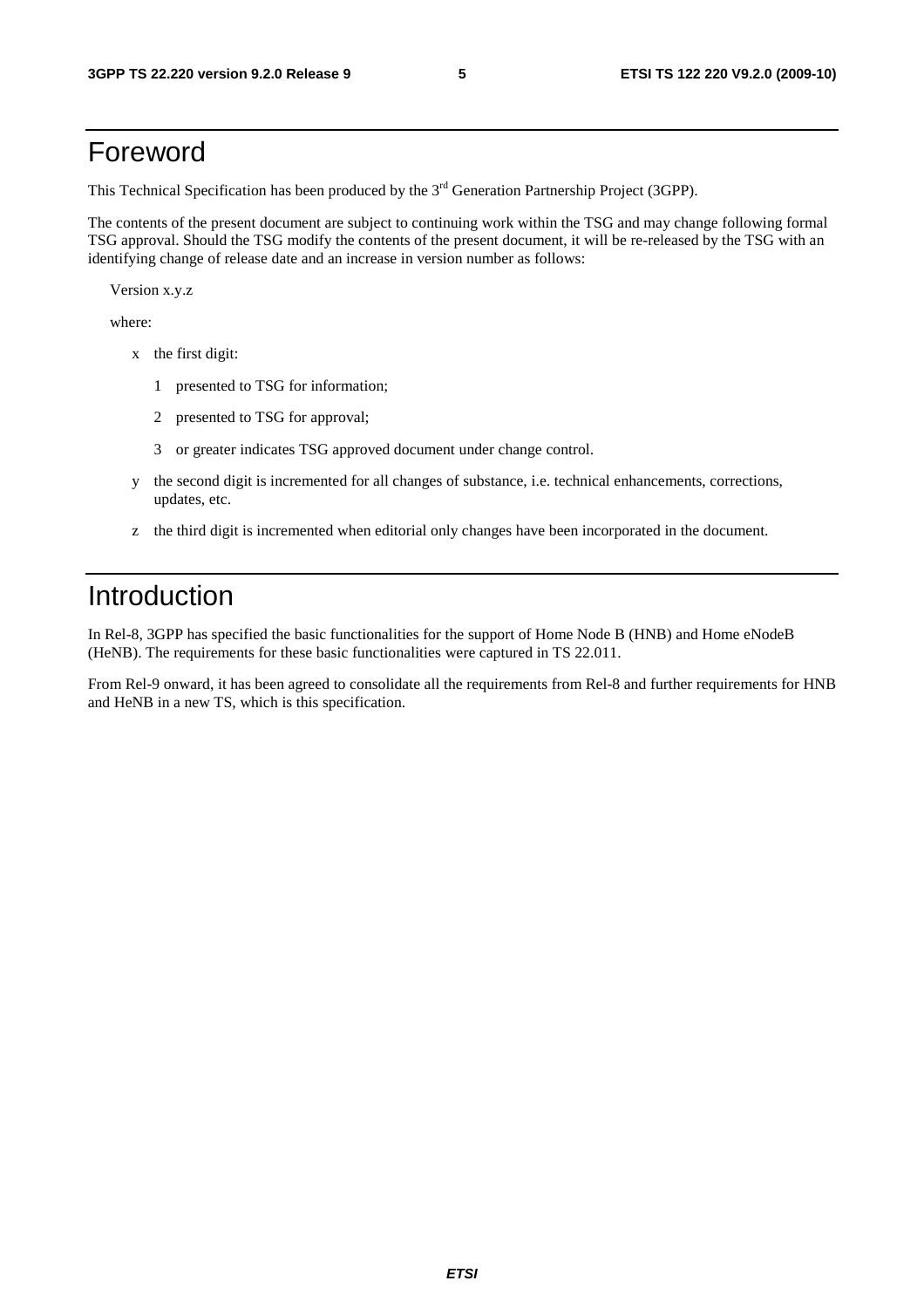# Foreword

This Technical Specification has been produced by the 3rd Generation Partnership Project (3GPP).

The contents of the present document are subject to continuing work within the TSG and may change following formal TSG approval. Should the TSG modify the contents of the present document, it will be re-released by the TSG with an identifying change of release date and an increase in version number as follows:

Version x.y.z

where:

- x the first digit:
  - 1 presented to TSG for information;
  - 2 presented to TSG for approval;
  - 3 or greater indicates TSG approved document under change control.
- y the second digit is incremented for all changes of substance, i.e. technical enhancements, corrections, updates, etc.
- z the third digit is incremented when editorial only changes have been incorporated in the document.

# Introduction

In Rel-8, 3GPP has specified the basic functionalities for the support of Home Node B (HNB) and Home eNodeB (HeNB). The requirements for these basic functionalities were captured in TS 22.011.

From Rel-9 onward, it has been agreed to consolidate all the requirements from Rel-8 and further requirements for HNB and HeNB in a new TS, which is this specification.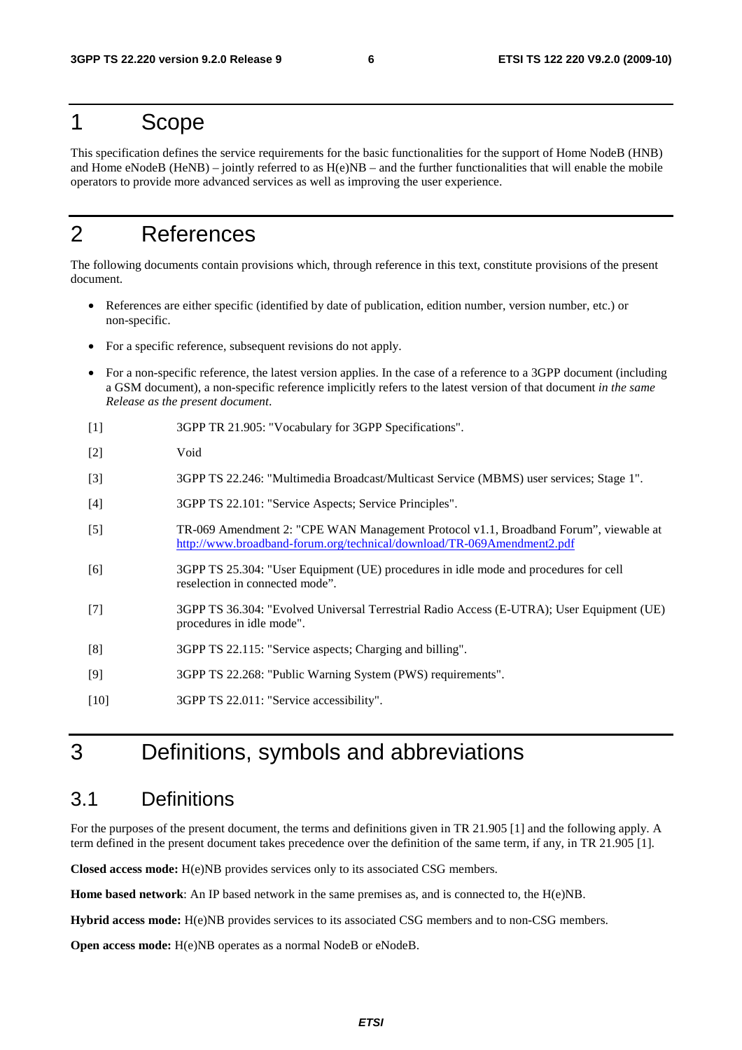# 1 Scope

This specification defines the service requirements for the basic functionalities for the support of Home NodeB (HNB) and Home eNodeB (HeNB) – jointly referred to as H(e)NB – and the further functionalities that will enable the mobile operators to provide more advanced services as well as improving the user experience.

# 2 References

The following documents contain provisions which, through reference in this text, constitute provisions of the present document.

- References are either specific (identified by date of publication, edition number, version number, etc.) or non-specific.
- For a specific reference, subsequent revisions do not apply.
- For a non-specific reference, the latest version applies. In the case of a reference to a 3GPP document (including a GSM document), a non-specific reference implicitly refers to the latest version of that document *in the same Release as the present document*.

[1] 3GPP TR 21.905: "Vocabulary for 3GPP Specifications".

[2] Void

[3] 3GPP TS 22.246: "Multimedia Broadcast/Multicast Service (MBMS) user services; Stage 1".

[4] 3GPP TS 22.101: "Service Aspects; Service Principles".

[5] TR-069 Amendment 2: "CPE WAN Management Protocol v1.1, Broadband Forum", viewable at http://www.broadband-forum.org/technical/download/TR-069Amendment2.pdf

[6] 3GPP TS 25.304: "User Equipment (UE) procedures in idle mode and procedures for cell reselection in connected mode".

[7] 3GPP TS 36.304: "Evolved Universal Terrestrial Radio Access (E-UTRA); User Equipment (UE) procedures in idle mode".

[8] 3GPP TS 22.115: "Service aspects; Charging and billing".

[9] 3GPP TS 22.268: "Public Warning System (PWS) requirements".

[10] 3GPP TS 22.011: "Service accessibility".

# 3 Definitions, symbols and abbreviations

## 3.1 Definitions

For the purposes of the present document, the terms and definitions given in TR 21.905 [1] and the following apply. A term defined in the present document takes precedence over the definition of the same term, if any, in TR 21.905 [1].

**Closed access mode:** H(e)NB provides services only to its associated CSG members.

**Home based network**: An IP based network in the same premises as, and is connected to, the H(e)NB.

**Hybrid access mode:** H(e)NB provides services to its associated CSG members and to non-CSG members.

**Open access mode:** H(e)NB operates as a normal NodeB or eNodeB.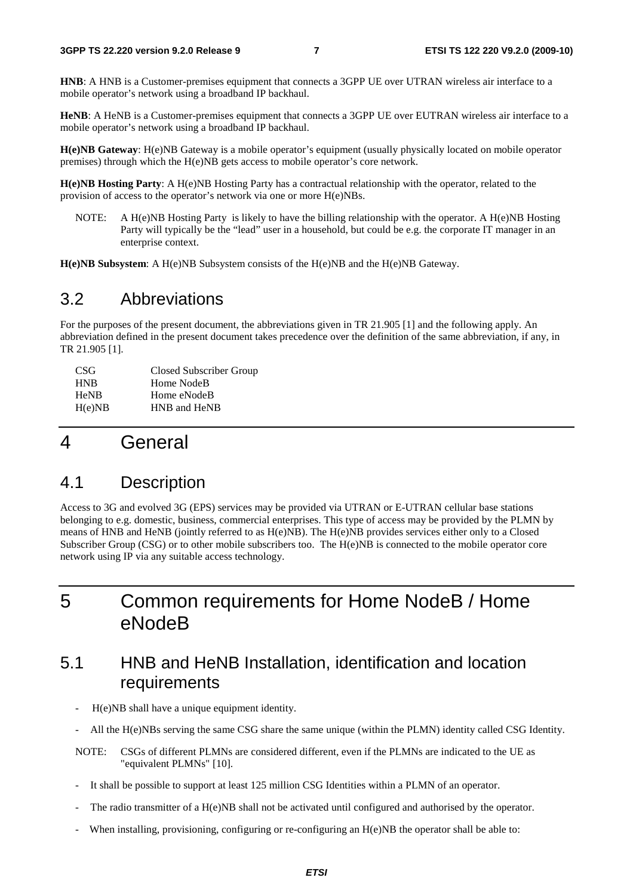**HNB**: A HNB is a Customer-premises equipment that connects a 3GPP UE over UTRAN wireless air interface to a mobile operator's network using a broadband IP backhaul.

**HeNB**: A HeNB is a Customer-premises equipment that connects a 3GPP UE over EUTRAN wireless air interface to a mobile operator's network using a broadband IP backhaul.

**H(e)NB Gateway**: H(e)NB Gateway is a mobile operator's equipment (usually physically located on mobile operator premises) through which the H(e)NB gets access to mobile operator's core network.

**H(e)NB Hosting Party**: A H(e)NB Hosting Party has a contractual relationship with the operator, related to the provision of access to the operator's network via one or more H(e)NBs.

NOTE: A H(e)NB Hosting Party is likely to have the billing relationship with the operator. A H(e)NB Hosting Party will typically be the "lead" user in a household, but could be e.g. the corporate IT manager in an enterprise context.

**H(e)NB Subsystem**: A H(e)NB Subsystem consists of the H(e)NB and the H(e)NB Gateway.

## 3.2 Abbreviations

For the purposes of the present document, the abbreviations given in TR 21.905 [1] and the following apply. An abbreviation defined in the present document takes precedence over the definition of the same abbreviation, if any, in TR 21.905 [1].

| | |
|---|---|
| CSG | Closed Subscriber Group |
| HNB | Home NodeB |
| HeNB | Home eNodeB |
| H(e)NB | HNB and HeNB |

# 4 General

## 4.1 Description

Access to 3G and evolved 3G (EPS) services may be provided via UTRAN or E-UTRAN cellular base stations belonging to e.g. domestic, business, commercial enterprises. This type of access may be provided by the PLMN by means of HNB and HeNB (jointly referred to as H(e)NB). The H(e)NB provides services either only to a Closed Subscriber Group (CSG) or to other mobile subscribers too. The H(e)NB is connected to the mobile operator core network using IP via any suitable access technology.

# 5 Common requirements for Home NodeB / Home eNodeB

## 5.1 HNB and HeNB Installation, identification and location requirements

- H(e)NB shall have a unique equipment identity.
- All the H(e)NBs serving the same CSG share the same unique (within the PLMN) identity called CSG Identity.

NOTE: CSGs of different PLMNs are considered different, even if the PLMNs are indicated to the UE as "equivalent PLMNs" [10].

- It shall be possible to support at least 125 million CSG Identities within a PLMN of an operator.
- The radio transmitter of a H(e)NB shall not be activated until configured and authorised by the operator.
- When installing, provisioning, configuring or re-configuring an H(e)NB the operator shall be able to: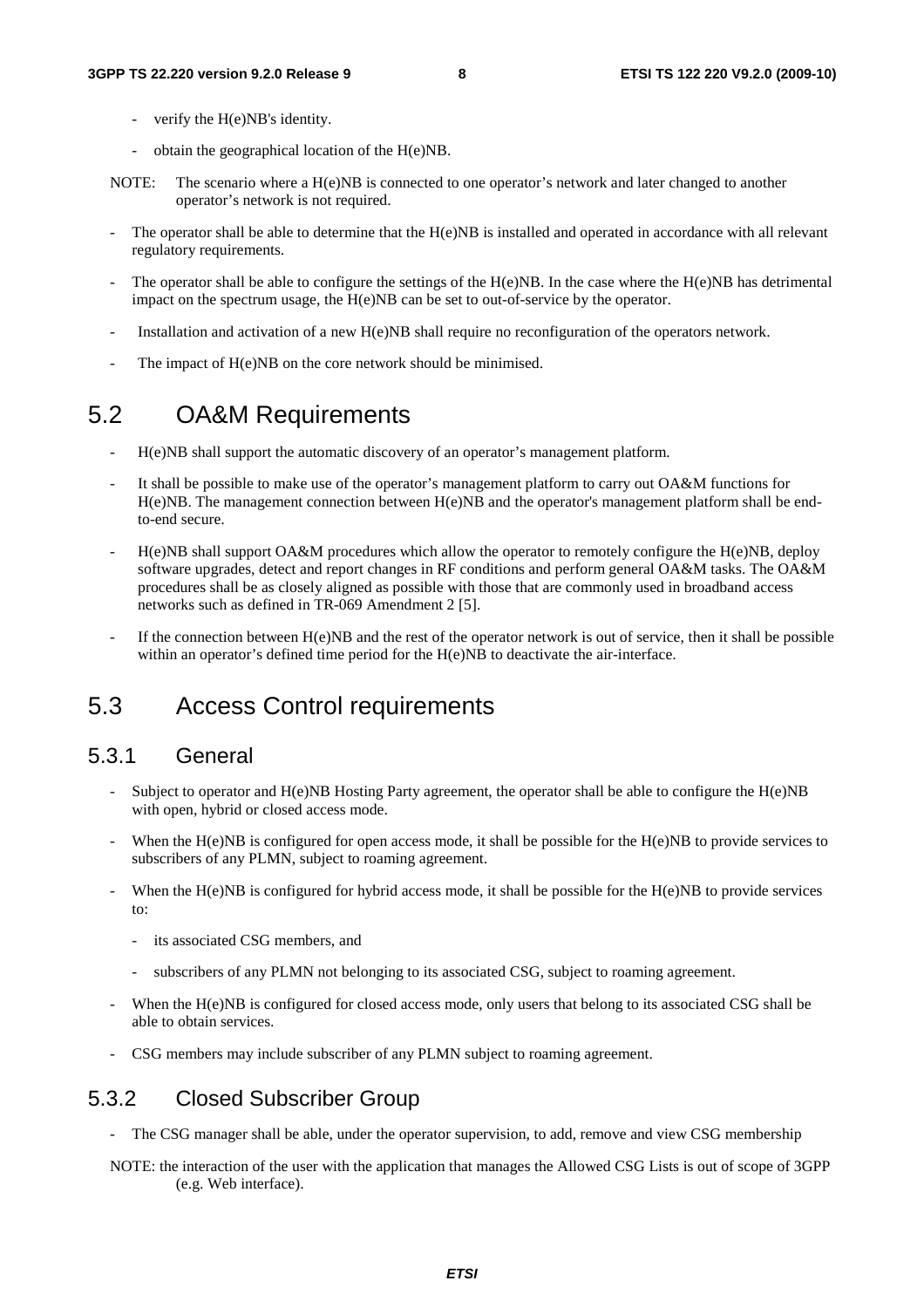- verify the H(e)NB's identity.

- obtain the geographical location of the H(e)NB.

NOTE: The scenario where a H(e)NB is connected to one operator's network and later changed to another operator's network is not required.

- The operator shall be able to determine that the H(e)NB is installed and operated in accordance with all relevant regulatory requirements.
- The operator shall be able to configure the settings of the H(e)NB. In the case where the H(e)NB has detrimental impact on the spectrum usage, the H(e)NB can be set to out-of-service by the operator.
- Installation and activation of a new H(e)NB shall require no reconfiguration of the operators network.
- The impact of H(e)NB on the core network should be minimised.

## 5.2 OA&M Requirements

- H(e)NB shall support the automatic discovery of an operator's management platform.
- It shall be possible to make use of the operator's management platform to carry out OA&M functions for H(e)NB. The management connection between H(e)NB and the operator's management platform shall be end-to-end secure.
- H(e)NB shall support OA&M procedures which allow the operator to remotely configure the H(e)NB, deploy software upgrades, detect and report changes in RF conditions and perform general OA&M tasks. The OA&M procedures shall be as closely aligned as possible with those that are commonly used in broadband access networks such as defined in TR-069 Amendment 2 [5].
- If the connection between H(e)NB and the rest of the operator network is out of service, then it shall be possible within an operator's defined time period for the H(e)NB to deactivate the air-interface.

## 5.3 Access Control requirements

### 5.3.1 General

- Subject to operator and H(e)NB Hosting Party agreement, the operator shall be able to configure the H(e)NB with open, hybrid or closed access mode.
- When the H(e)NB is configured for open access mode, it shall be possible for the H(e)NB to provide services to subscribers of any PLMN, subject to roaming agreement.
- When the H(e)NB is configured for hybrid access mode, it shall be possible for the H(e)NB to provide services to:
  - its associated CSG members, and
  - subscribers of any PLMN not belonging to its associated CSG, subject to roaming agreement.
- When the H(e)NB is configured for closed access mode, only users that belong to its associated CSG shall be able to obtain services.
- CSG members may include subscriber of any PLMN subject to roaming agreement.

### 5.3.2 Closed Subscriber Group

- The CSG manager shall be able, under the operator supervision, to add, remove and view CSG membership

NOTE: the interaction of the user with the application that manages the Allowed CSG Lists is out of scope of 3GPP (e.g. Web interface).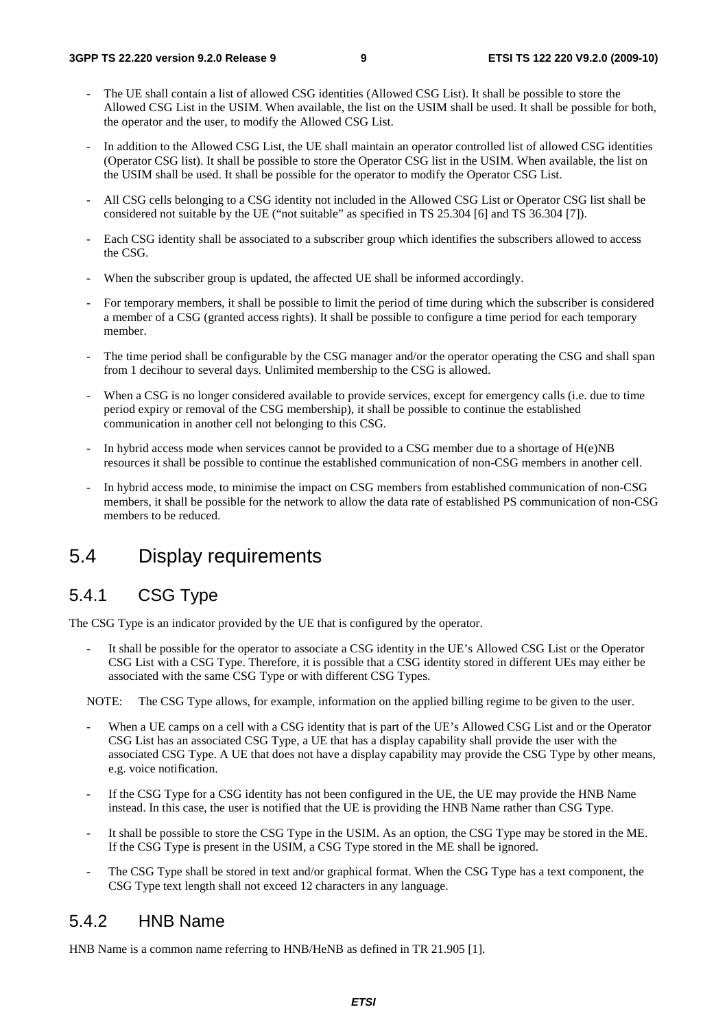- The UE shall contain a list of allowed CSG identities (Allowed CSG List). It shall be possible to store the Allowed CSG List in the USIM. When available, the list on the USIM shall be used. It shall be possible for both, the operator and the user, to modify the Allowed CSG List.
- In addition to the Allowed CSG List, the UE shall maintain an operator controlled list of allowed CSG identities (Operator CSG list). It shall be possible to store the Operator CSG list in the USIM. When available, the list on the USIM shall be used. It shall be possible for the operator to modify the Operator CSG List.
- All CSG cells belonging to a CSG identity not included in the Allowed CSG List or Operator CSG list shall be considered not suitable by the UE ("not suitable" as specified in TS 25.304 [6] and TS 36.304 [7]).
- Each CSG identity shall be associated to a subscriber group which identifies the subscribers allowed to access the CSG.
- When the subscriber group is updated, the affected UE shall be informed accordingly.
- For temporary members, it shall be possible to limit the period of time during which the subscriber is considered a member of a CSG (granted access rights). It shall be possible to configure a time period for each temporary member.
- The time period shall be configurable by the CSG manager and/or the operator operating the CSG and shall span from 1 decihour to several days. Unlimited membership to the CSG is allowed.
- When a CSG is no longer considered available to provide services, except for emergency calls (i.e. due to time period expiry or removal of the CSG membership), it shall be possible to continue the established communication in another cell not belonging to this CSG.
- In hybrid access mode when services cannot be provided to a CSG member due to a shortage of H(e)NB resources it shall be possible to continue the established communication of non-CSG members in another cell.
- In hybrid access mode, to minimise the impact on CSG members from established communication of non-CSG members, it shall be possible for the network to allow the data rate of established PS communication of non-CSG members to be reduced.

## 5.4 Display requirements

### 5.4.1 CSG Type

The CSG Type is an indicator provided by the UE that is configured by the operator.

- It shall be possible for the operator to associate a CSG identity in the UE's Allowed CSG List or the Operator CSG List with a CSG Type. Therefore, it is possible that a CSG identity stored in different UEs may either be associated with the same CSG Type or with different CSG Types.

NOTE: The CSG Type allows, for example, information on the applied billing regime to be given to the user.

- When a UE camps on a cell with a CSG identity that is part of the UE's Allowed CSG List and or the Operator CSG List has an associated CSG Type, a UE that has a display capability shall provide the user with the associated CSG Type. A UE that does not have a display capability may provide the CSG Type by other means, e.g. voice notification.
- If the CSG Type for a CSG identity has not been configured in the UE, the UE may provide the HNB Name instead. In this case, the user is notified that the UE is providing the HNB Name rather than CSG Type.
- It shall be possible to store the CSG Type in the USIM. As an option, the CSG Type may be stored in the ME. If the CSG Type is present in the USIM, a CSG Type stored in the ME shall be ignored.
- The CSG Type shall be stored in text and/or graphical format. When the CSG Type has a text component, the CSG Type text length shall not exceed 12 characters in any language.

### 5.4.2 HNB Name

HNB Name is a common name referring to HNB/HeNB as defined in TR 21.905 [1].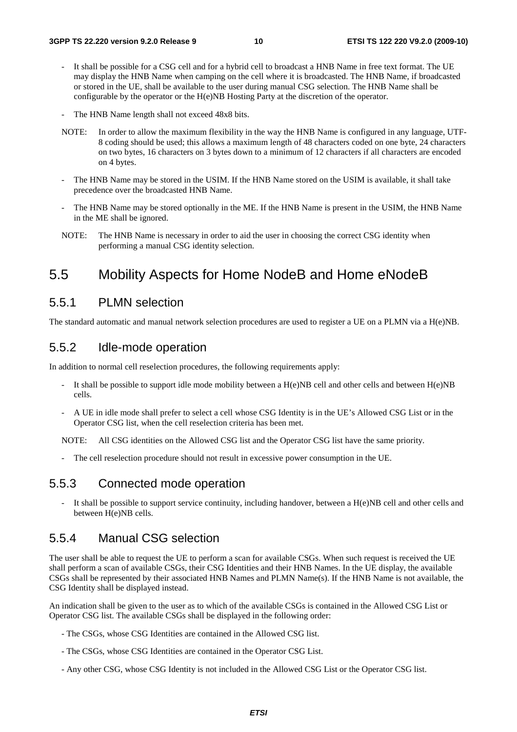- It shall be possible for a CSG cell and for a hybrid cell to broadcast a HNB Name in free text format. The UE may display the HNB Name when camping on the cell where it is broadcasted. The HNB Name, if broadcasted or stored in the UE, shall be available to the user during manual CSG selection. The HNB Name shall be configurable by the operator or the H(e)NB Hosting Party at the discretion of the operator.

- The HNB Name length shall not exceed 48x8 bits.

NOTE: In order to allow the maximum flexibility in the way the HNB Name is configured in any language, UTF-8 coding should be used; this allows a maximum length of 48 characters coded on one byte, 24 characters on two bytes, 16 characters on 3 bytes down to a minimum of 12 characters if all characters are encoded on 4 bytes.

- The HNB Name may be stored in the USIM. If the HNB Name stored on the USIM is available, it shall take precedence over the broadcasted HNB Name.

- The HNB Name may be stored optionally in the ME. If the HNB Name is present in the USIM, the HNB Name in the ME shall be ignored.

NOTE: The HNB Name is necessary in order to aid the user in choosing the correct CSG identity when performing a manual CSG identity selection.

## 5.5 Mobility Aspects for Home NodeB and Home eNodeB

### 5.5.1 PLMN selection

The standard automatic and manual network selection procedures are used to register a UE on a PLMN via a H(e)NB.

### 5.5.2 Idle-mode operation

In addition to normal cell reselection procedures, the following requirements apply:

- It shall be possible to support idle mode mobility between a H(e)NB cell and other cells and between H(e)NB cells.

- A UE in idle mode shall prefer to select a cell whose CSG Identity is in the UE's Allowed CSG List or in the Operator CSG list, when the cell reselection criteria has been met.

NOTE: All CSG identities on the Allowed CSG list and the Operator CSG list have the same priority.

- The cell reselection procedure should not result in excessive power consumption in the UE.

### 5.5.3 Connected mode operation

- It shall be possible to support service continuity, including handover, between a H(e)NB cell and other cells and between H(e)NB cells.

### 5.5.4 Manual CSG selection

The user shall be able to request the UE to perform a scan for available CSGs. When such request is received the UE shall perform a scan of available CSGs, their CSG Identities and their HNB Names. In the UE display, the available CSGs shall be represented by their associated HNB Names and PLMN Name(s). If the HNB Name is not available, the CSG Identity shall be displayed instead.

An indication shall be given to the user as to which of the available CSGs is contained in the Allowed CSG List or Operator CSG list. The available CSGs shall be displayed in the following order:

- The CSGs, whose CSG Identities are contained in the Allowed CSG list.

- The CSGs, whose CSG Identities are contained in the Operator CSG List.

- Any other CSG, whose CSG Identity is not included in the Allowed CSG List or the Operator CSG list.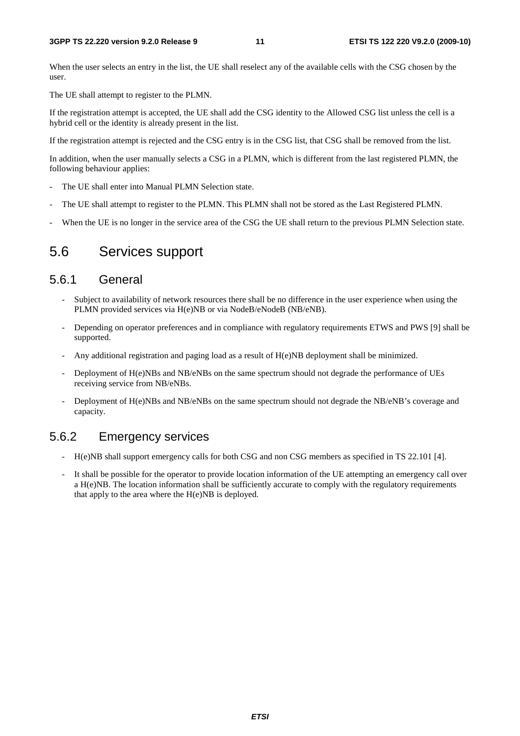When the user selects an entry in the list, the UE shall reselect any of the available cells with the CSG chosen by the user.

The UE shall attempt to register to the PLMN.

If the registration attempt is accepted, the UE shall add the CSG identity to the Allowed CSG list unless the cell is a hybrid cell or the identity is already present in the list.

If the registration attempt is rejected and the CSG entry is in the CSG list, that CSG shall be removed from the list.

In addition, when the user manually selects a CSG in a PLMN, which is different from the last registered PLMN, the following behaviour applies:

- The UE shall enter into Manual PLMN Selection state.
- The UE shall attempt to register to the PLMN. This PLMN shall not be stored as the Last Registered PLMN.
- When the UE is no longer in the service area of the CSG the UE shall return to the previous PLMN Selection state.

## 5.6 Services support

### 5.6.1 General

- Subject to availability of network resources there shall be no difference in the user experience when using the PLMN provided services via H(e)NB or via NodeB/eNodeB (NB/eNB).
- Depending on operator preferences and in compliance with regulatory requirements ETWS and PWS [9] shall be supported.
- Any additional registration and paging load as a result of H(e)NB deployment shall be minimized.
- Deployment of H(e)NBs and NB/eNBs on the same spectrum should not degrade the performance of UEs receiving service from NB/eNBs.
- Deployment of H(e)NBs and NB/eNBs on the same spectrum should not degrade the NB/eNB's coverage and capacity.

### 5.6.2 Emergency services

- H(e)NB shall support emergency calls for both CSG and non CSG members as specified in TS 22.101 [4].
- It shall be possible for the operator to provide location information of the UE attempting an emergency call over a H(e)NB. The location information shall be sufficiently accurate to comply with the regulatory requirements that apply to the area where the H(e)NB is deployed.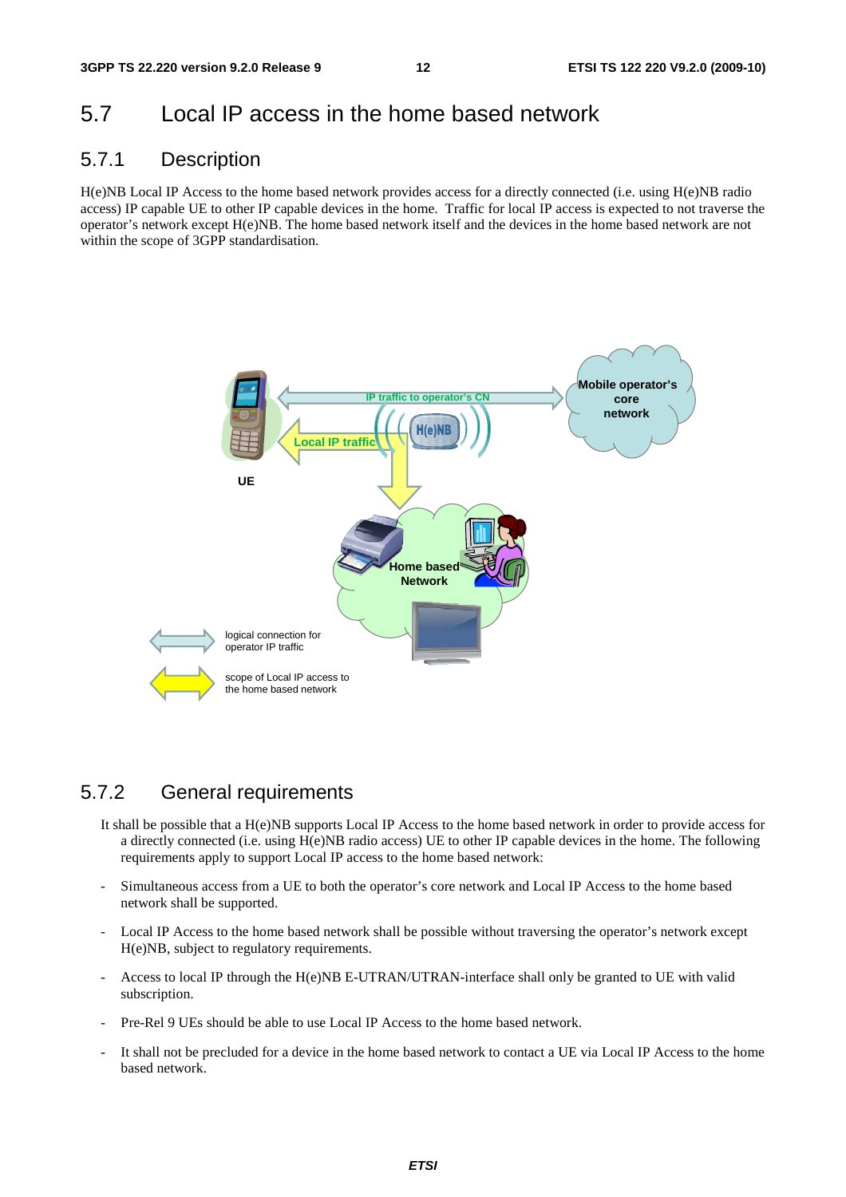## 5.7 Local IP access in the home based network

### 5.7.1 Description

H(e)NB Local IP Access to the home based network provides access for a directly connected (i.e. using H(e)NB radio access) IP capable UE to other IP capable devices in the home. Traffic for local IP access is expected to not traverse the operator's network except H(e)NB. The home based network itself and the devices in the home based network are not within the scope of 3GPP standardisation.

### 5.7.2 General requirements

It shall be possible that a H(e)NB supports Local IP Access to the home based network in order to provide access for a directly connected (i.e. using H(e)NB radio access) UE to other IP capable devices in the home. The following requirements apply to support Local IP access to the home based network:

- Simultaneous access from a UE to both the operator's core network and Local IP Access to the home based network shall be supported.
- Local IP Access to the home based network shall be possible without traversing the operator's network except H(e)NB, subject to regulatory requirements.
- Access to local IP through the H(e)NB E-UTRAN/UTRAN-interface shall only be granted to UE with valid subscription.
- Pre-Rel 9 UEs should be able to use Local IP Access to the home based network.
- It shall not be precluded for a device in the home based network to contact a UE via Local IP Access to the home based network.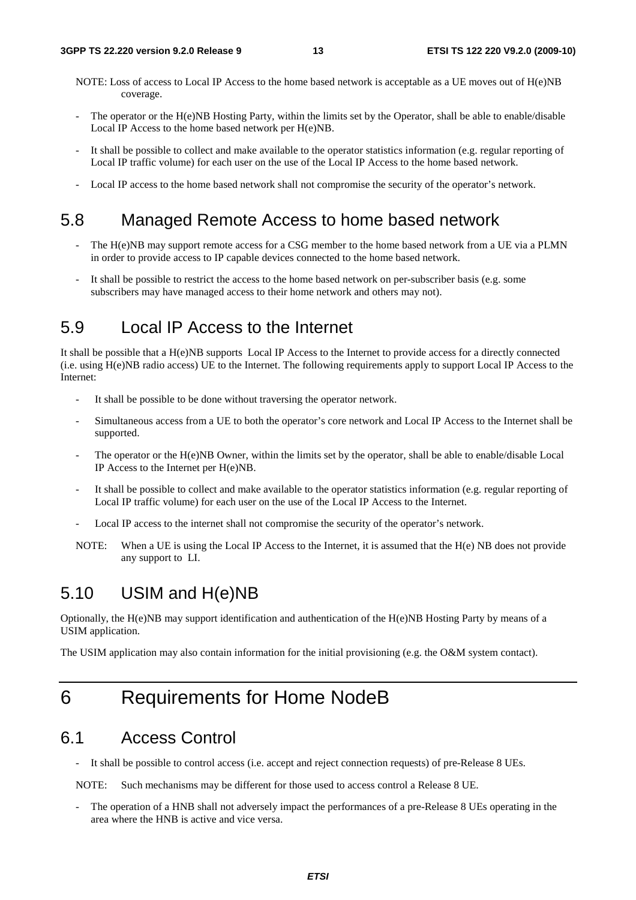NOTE: Loss of access to Local IP Access to the home based network is acceptable as a UE moves out of H(e)NB coverage.

- The operator or the H(e)NB Hosting Party, within the limits set by the Operator, shall be able to enable/disable Local IP Access to the home based network per H(e)NB.
- It shall be possible to collect and make available to the operator statistics information (e.g. regular reporting of Local IP traffic volume) for each user on the use of the Local IP Access to the home based network.
- Local IP access to the home based network shall not compromise the security of the operator's network.

## 5.8 Managed Remote Access to home based network

- The H(e)NB may support remote access for a CSG member to the home based network from a UE via a PLMN in order to provide access to IP capable devices connected to the home based network.
- It shall be possible to restrict the access to the home based network on per-subscriber basis (e.g. some subscribers may have managed access to their home network and others may not).

## 5.9 Local IP Access to the Internet

It shall be possible that a H(e)NB supports Local IP Access to the Internet to provide access for a directly connected (i.e. using H(e)NB radio access) UE to the Internet. The following requirements apply to support Local IP Access to the Internet:

- It shall be possible to be done without traversing the operator network.
- Simultaneous access from a UE to both the operator's core network and Local IP Access to the Internet shall be supported.
- The operator or the H(e)NB Owner, within the limits set by the operator, shall be able to enable/disable Local IP Access to the Internet per H(e)NB.
- It shall be possible to collect and make available to the operator statistics information (e.g. regular reporting of Local IP traffic volume) for each user on the use of the Local IP Access to the Internet.
- Local IP access to the internet shall not compromise the security of the operator's network.

NOTE: When a UE is using the Local IP Access to the Internet, it is assumed that the H(e) NB does not provide any support to LI.

## 5.10 USIM and H(e)NB

Optionally, the H(e)NB may support identification and authentication of the H(e)NB Hosting Party by means of a USIM application.

The USIM application may also contain information for the initial provisioning (e.g. the O&M system contact).

# 6 Requirements for Home NodeB

## 6.1 Access Control

- It shall be possible to control access (i.e. accept and reject connection requests) of pre-Release 8 UEs.

NOTE: Such mechanisms may be different for those used to access control a Release 8 UE.

- The operation of a HNB shall not adversely impact the performances of a pre-Release 8 UEs operating in the area where the HNB is active and vice versa.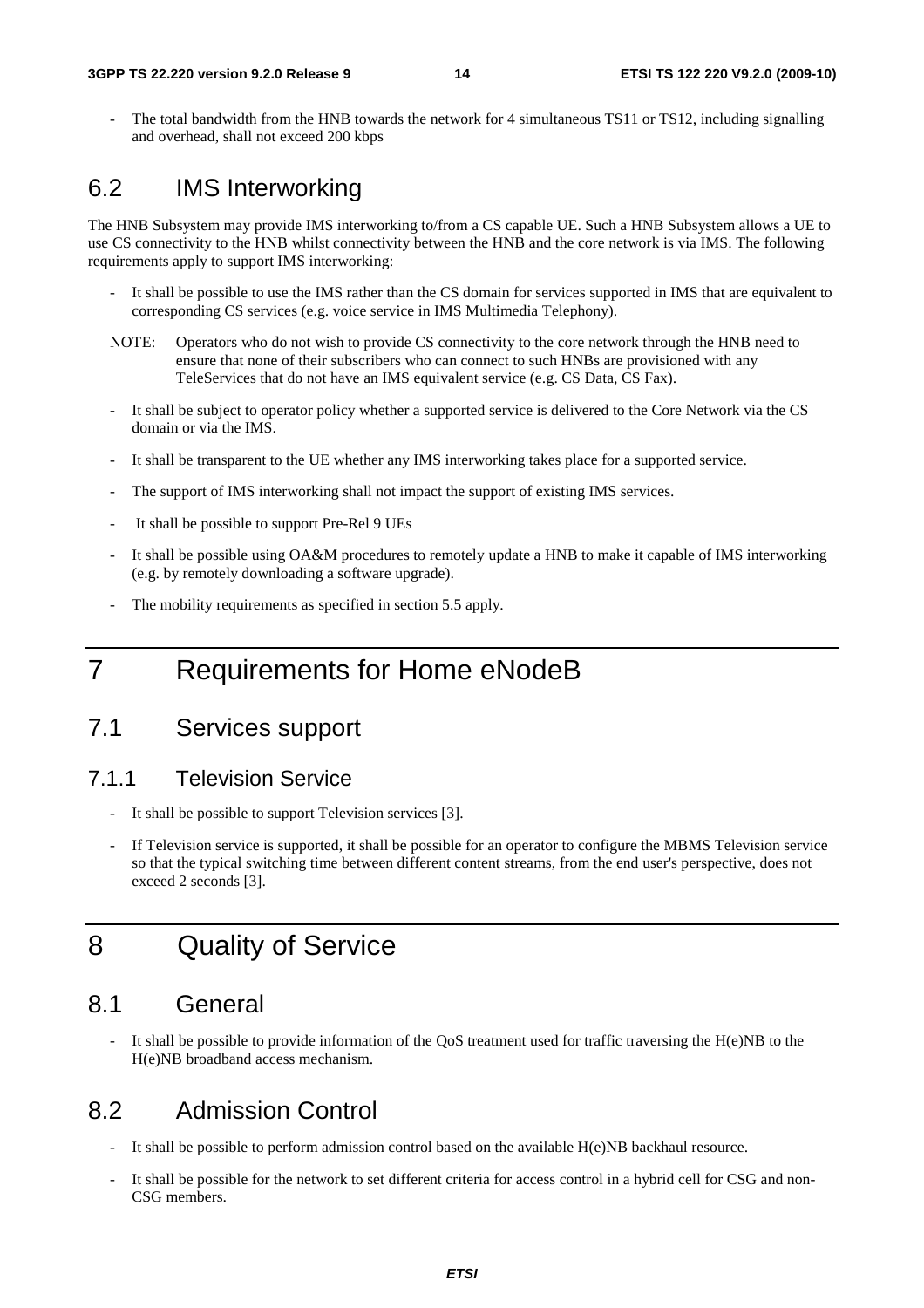- The total bandwidth from the HNB towards the network for 4 simultaneous TS11 or TS12, including signalling and overhead, shall not exceed 200 kbps

## 6.2 IMS Interworking

The HNB Subsystem may provide IMS interworking to/from a CS capable UE. Such a HNB Subsystem allows a UE to use CS connectivity to the HNB whilst connectivity between the HNB and the core network is via IMS. The following requirements apply to support IMS interworking:

- It shall be possible to use the IMS rather than the CS domain for services supported in IMS that are equivalent to corresponding CS services (e.g. voice service in IMS Multimedia Telephony).

NOTE: Operators who do not wish to provide CS connectivity to the core network through the HNB need to ensure that none of their subscribers who can connect to such HNBs are provisioned with any TeleServices that do not have an IMS equivalent service (e.g. CS Data, CS Fax).

- It shall be subject to operator policy whether a supported service is delivered to the Core Network via the CS domain or via the IMS.
- It shall be transparent to the UE whether any IMS interworking takes place for a supported service.
- The support of IMS interworking shall not impact the support of existing IMS services.
- It shall be possible to support Pre-Rel 9 UEs
- It shall be possible using OA&M procedures to remotely update a HNB to make it capable of IMS interworking (e.g. by remotely downloading a software upgrade).
- The mobility requirements as specified in section 5.5 apply.

# 7 Requirements for Home eNodeB

## 7.1 Services support

### 7.1.1 Television Service

- It shall be possible to support Television services [3].
- If Television service is supported, it shall be possible for an operator to configure the MBMS Television service so that the typical switching time between different content streams, from the end user's perspective, does not exceed 2 seconds [3].

# 8 Quality of Service

## 8.1 General

- It shall be possible to provide information of the QoS treatment used for traffic traversing the H(e)NB to the H(e)NB broadband access mechanism.

## 8.2 Admission Control

- It shall be possible to perform admission control based on the available H(e)NB backhaul resource.
- It shall be possible for the network to set different criteria for access control in a hybrid cell for CSG and non-CSG members.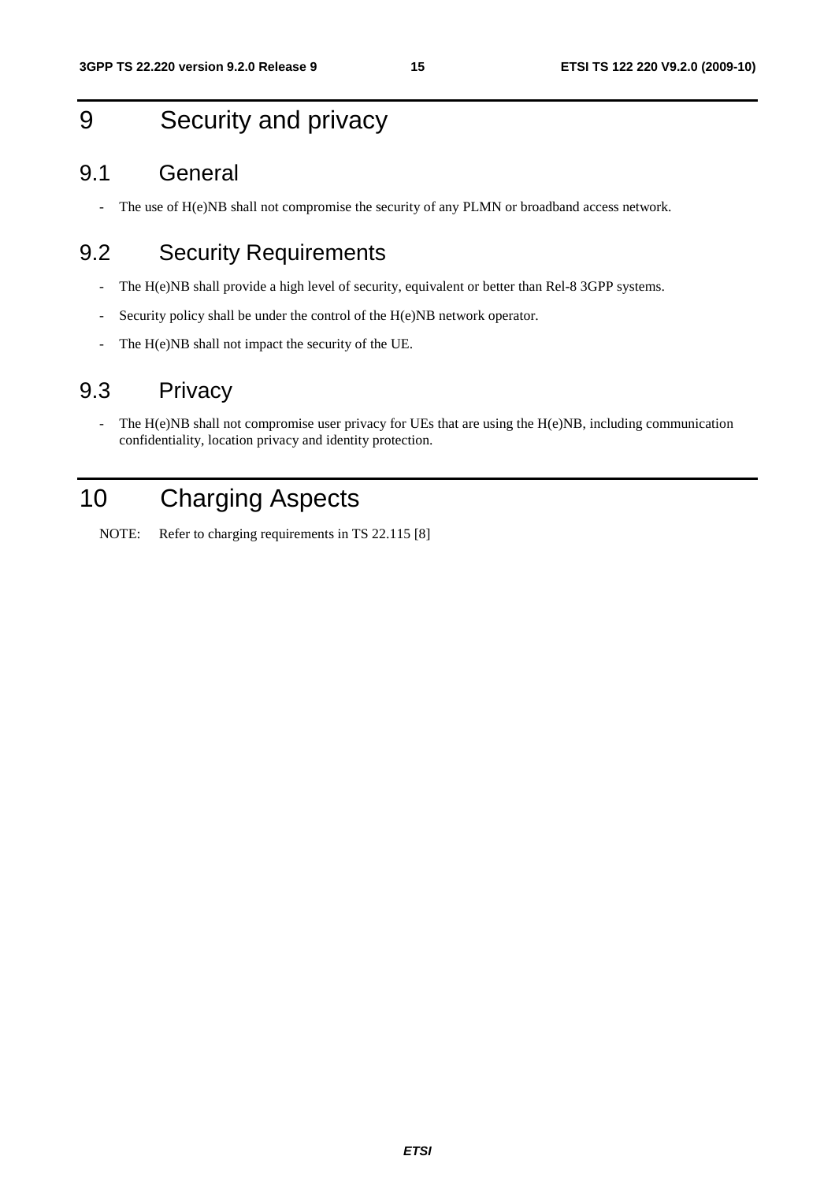# 9 Security and privacy

## 9.1 General

- The use of H(e)NB shall not compromise the security of any PLMN or broadband access network.

## 9.2 Security Requirements

- The H(e)NB shall provide a high level of security, equivalent or better than Rel-8 3GPP systems.
- Security policy shall be under the control of the H(e)NB network operator.
- The H(e)NB shall not impact the security of the UE.

## 9.3 Privacy

- The H(e)NB shall not compromise user privacy for UEs that are using the H(e)NB, including communication confidentiality, location privacy and identity protection.

# 10 Charging Aspects

NOTE: Refer to charging requirements in TS 22.115 [8]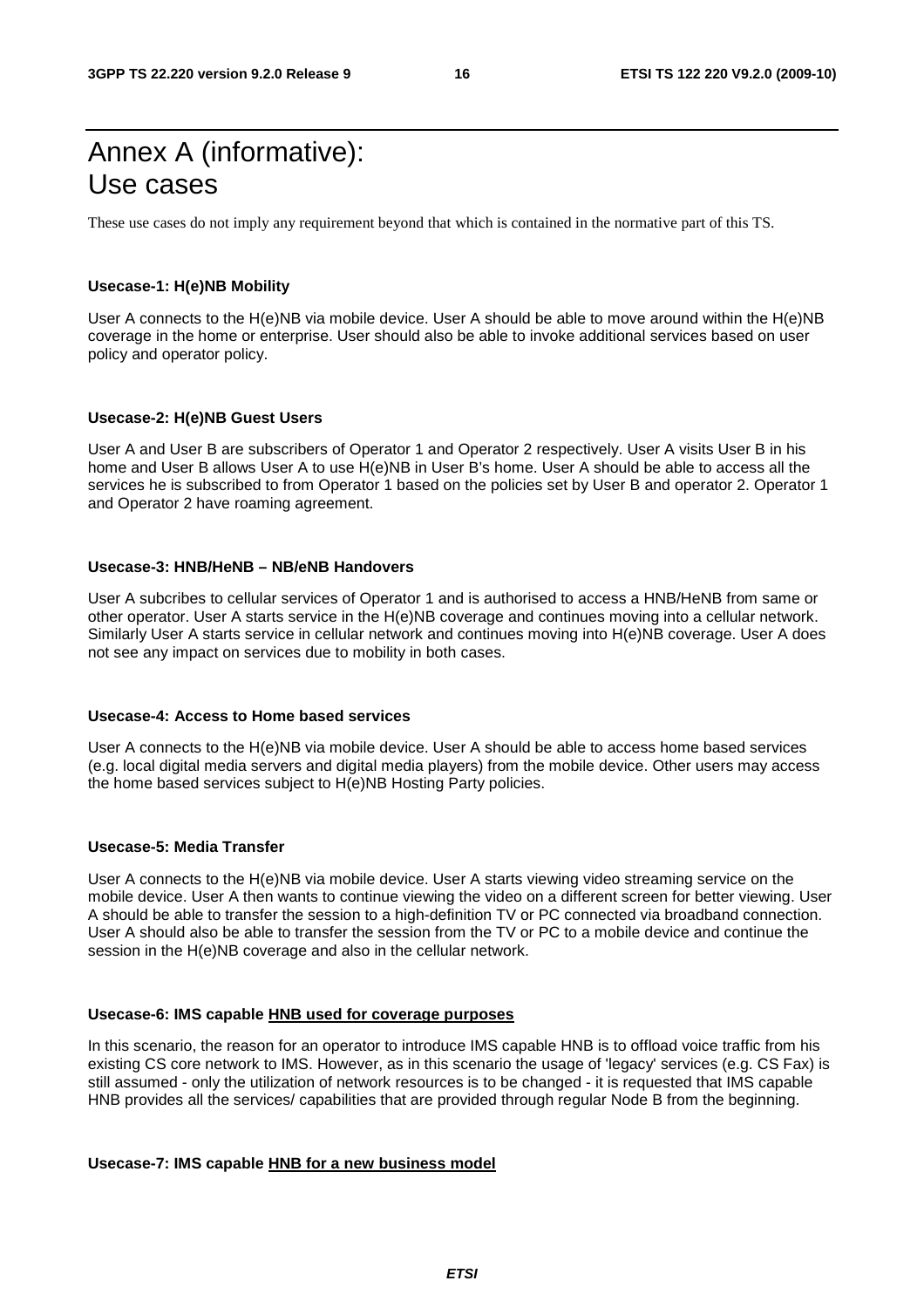# Annex A (informative): Use cases

These use cases do not imply any requirement beyond that which is contained in the normative part of this TS.

**Usecase-1: H(e)NB Mobility**

User A connects to the H(e)NB via mobile device. User A should be able to move around within the H(e)NB coverage in the home or enterprise. User should also be able to invoke additional services based on user policy and operator policy.

**Usecase-2: H(e)NB Guest Users**

User A and User B are subscribers of Operator 1 and Operator 2 respectively. User A visits User B in his home and User B allows User A to use H(e)NB in User B's home. User A should be able to access all the services he is subscribed to from Operator 1 based on the policies set by User B and operator 2. Operator 1 and Operator 2 have roaming agreement.

**Usecase-3: HNB/HeNB – NB/eNB Handovers**

User A subcribes to cellular services of Operator 1 and is authorised to access a HNB/HeNB from same or other operator. User A starts service in the H(e)NB coverage and continues moving into a cellular network. Similarly User A starts service in cellular network and continues moving into H(e)NB coverage. User A does not see any impact on services due to mobility in both cases.

**Usecase-4: Access to Home based services**

User A connects to the H(e)NB via mobile device. User A should be able to access home based services (e.g. local digital media servers and digital media players) from the mobile device. Other users may access the home based services subject to H(e)NB Hosting Party policies.

**Usecase-5: Media Transfer**

User A connects to the H(e)NB via mobile device. User A starts viewing video streaming service on the mobile device. User A then wants to continue viewing the video on a different screen for better viewing. User A should be able to transfer the session to a high-definition TV or PC connected via broadband connection. User A should also be able to transfer the session from the TV or PC to a mobile device and continue the session in the H(e)NB coverage and also in the cellular network.

**Usecase-6: IMS capable <u>HNB used for coverage purposes</u>**

In this scenario, the reason for an operator to introduce IMS capable HNB is to offload voice traffic from his existing CS core network to IMS. However, as in this scenario the usage of 'legacy' services (e.g. CS Fax) is still assumed - only the utilization of network resources is to be changed - it is requested that IMS capable HNB provides all the services/ capabilities that are provided through regular Node B from the beginning.

**Usecase-7: IMS capable <u>HNB for a new business model</u>**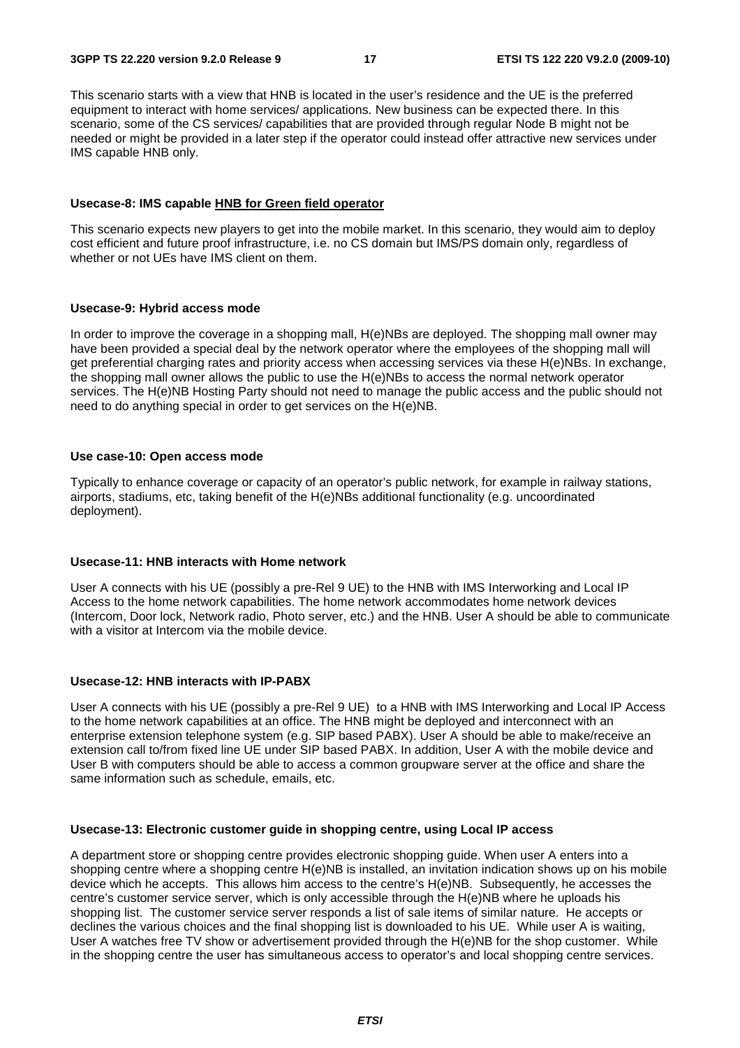This scenario starts with a view that HNB is located in the user's residence and the UE is the preferred equipment to interact with home services/ applications. New business can be expected there. In this scenario, some of the CS services/ capabilities that are provided through regular Node B might not be needed or might be provided in a later step if the operator could instead offer attractive new services under IMS capable HNB only.

**Usecase-8: IMS capable HNB for Green field operator**

This scenario expects new players to get into the mobile market. In this scenario, they would aim to deploy cost efficient and future proof infrastructure, i.e. no CS domain but IMS/PS domain only, regardless of whether or not UEs have IMS client on them.

**Usecase-9: Hybrid access mode**

In order to improve the coverage in a shopping mall, H(e)NBs are deployed. The shopping mall owner may have been provided a special deal by the network operator where the employees of the shopping mall will get preferential charging rates and priority access when accessing services via these H(e)NBs. In exchange, the shopping mall owner allows the public to use the H(e)NBs to access the normal network operator services. The H(e)NB Hosting Party should not need to manage the public access and the public should not need to do anything special in order to get services on the H(e)NB.

**Use case-10: Open access mode**

Typically to enhance coverage or capacity of an operator's public network, for example in railway stations, airports, stadiums, etc, taking benefit of the H(e)NBs additional functionality (e.g. uncoordinated deployment).

**Usecase-11: HNB interacts with Home network**

User A connects with his UE (possibly a pre-Rel 9 UE) to the HNB with IMS Interworking and Local IP Access to the home network capabilities. The home network accommodates home network devices (Intercom, Door lock, Network radio, Photo server, etc.) and the HNB. User A should be able to communicate with a visitor at Intercom via the mobile device.

**Usecase-12: HNB interacts with IP-PABX**

User A connects with his UE (possibly a pre-Rel 9 UE) to a HNB with IMS Interworking and Local IP Access to the home network capabilities at an office. The HNB might be deployed and interconnect with an enterprise extension telephone system (e.g. SIP based PABX). User A should be able to make/receive an extension call to/from fixed line UE under SIP based PABX. In addition, User A with the mobile device and User B with computers should be able to access a common groupware server at the office and share the same information such as schedule, emails, etc.

**Usecase-13: Electronic customer guide in shopping centre, using Local IP access**

A department store or shopping centre provides electronic shopping guide. When user A enters into a shopping centre where a shopping centre H(e)NB is installed, an invitation indication shows up on his mobile device which he accepts. This allows him access to the centre's H(e)NB. Subsequently, he accesses the centre's customer service server, which is only accessible through the H(e)NB where he uploads his shopping list. The customer service server responds a list of sale items of similar nature. He accepts or declines the various choices and the final shopping list is downloaded to his UE. While user A is waiting, User A watches free TV show or advertisement provided through the H(e)NB for the shop customer. While in the shopping centre the user has simultaneous access to operator's and local shopping centre services.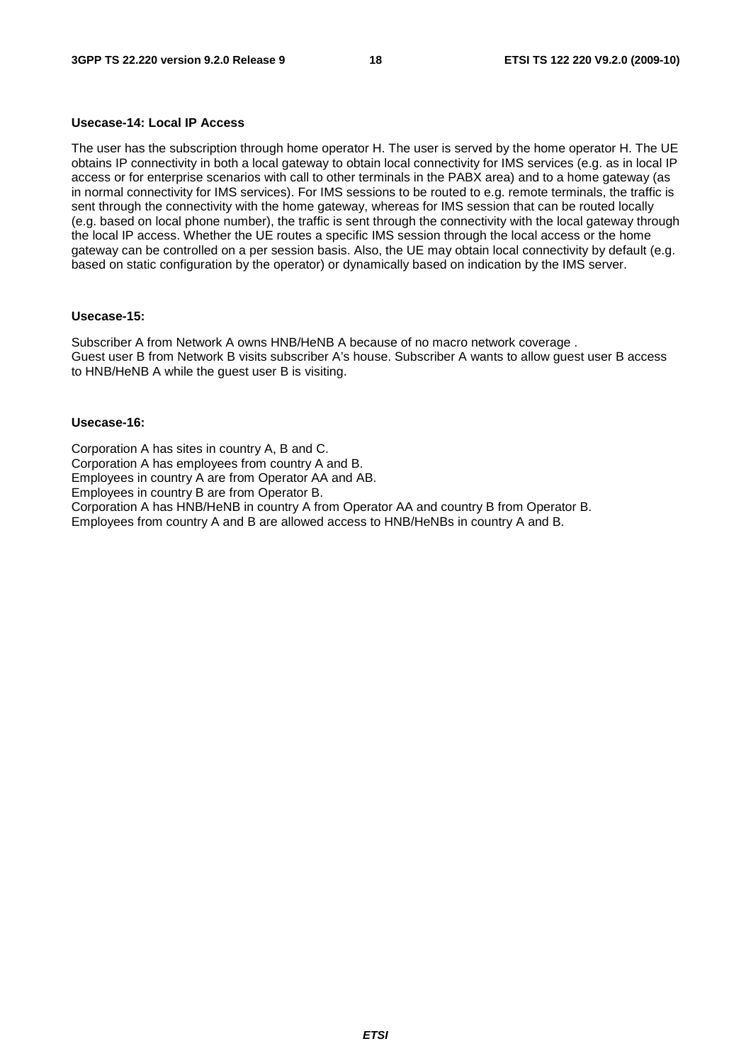**Usecase-14: Local IP Access**

The user has the subscription through home operator H. The user is served by the home operator H. The UE obtains IP connectivity in both a local gateway to obtain local connectivity for IMS services (e.g. as in local IP access or for enterprise scenarios with call to other terminals in the PABX area) and to a home gateway (as in normal connectivity for IMS services). For IMS sessions to be routed to e.g. remote terminals, the traffic is sent through the connectivity with the home gateway, whereas for IMS session that can be routed locally (e.g. based on local phone number), the traffic is sent through the connectivity with the local gateway through the local IP access. Whether the UE routes a specific IMS session through the local access or the home gateway can be controlled on a per session basis. Also, the UE may obtain local connectivity by default (e.g. based on static configuration by the operator) or dynamically based on indication by the IMS server.

**Usecase-15:**

Subscriber A from Network A owns HNB/HeNB A because of no macro network coverage .
Guest user B from Network B visits subscriber A's house. Subscriber A wants to allow guest user B access to HNB/HeNB A while the guest user B is visiting.

**Usecase-16:**

Corporation A has sites in country A, B and C.
Corporation A has employees from country A and B.
Employees in country A are from Operator AA and AB.
Employees in country B are from Operator B.
Corporation A has HNB/HeNB in country A from Operator AA and country B from Operator B.
Employees from country A and B are allowed access to HNB/HeNBs in country A and B.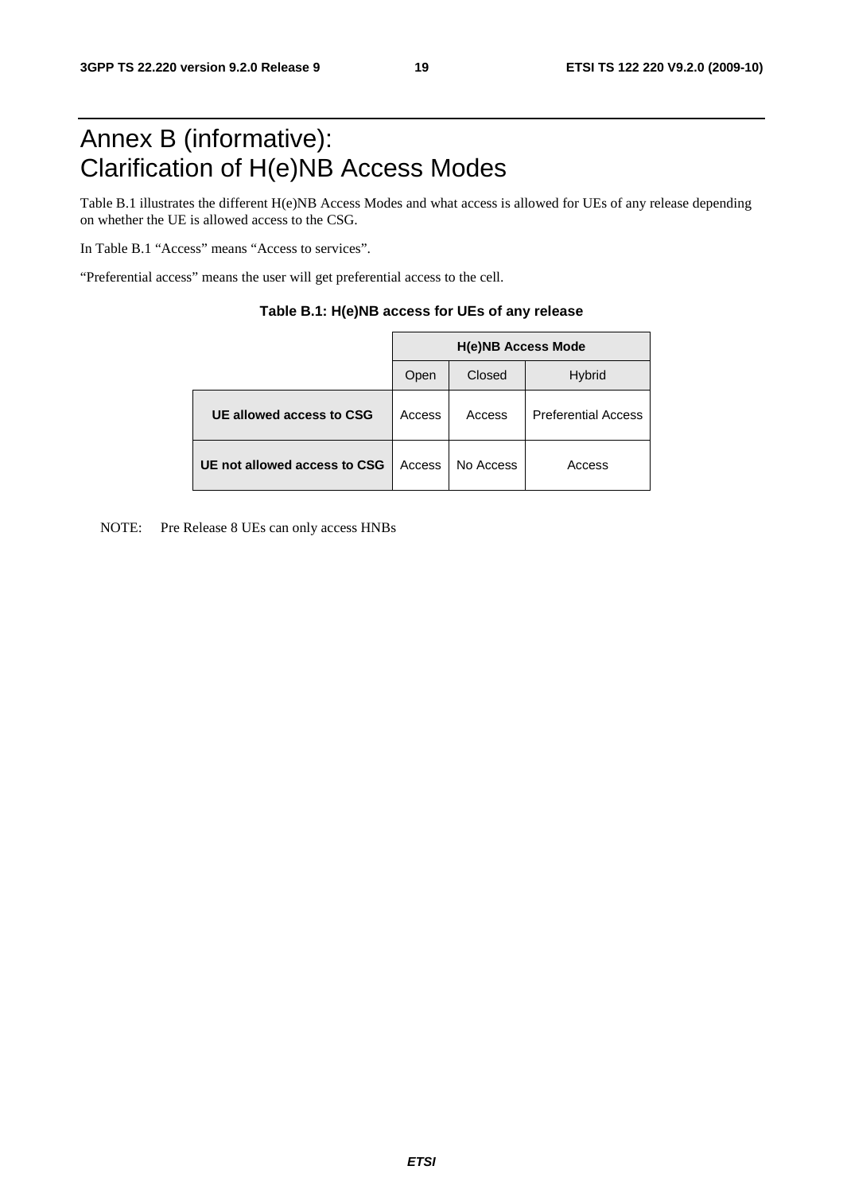# Annex B (informative): Clarification of H(e)NB Access Modes

Table B.1 illustrates the different H(e)NB Access Modes and what access is allowed for UEs of any release depending on whether the UE is allowed access to the CSG.

In Table B.1 "Access" means "Access to services".

"Preferential access" means the user will get preferential access to the cell.

**Table B.1: H(e)NB access for UEs of any release**

| | H(e)NB Access Mode | | |
|---|---|---|---|
| | Open | Closed | Hybrid |
| **UE allowed access to CSG** | Access | Access | Preferential Access |
| **UE not allowed access to CSG** | Access | No Access | Access |

NOTE: Pre Release 8 UEs can only access HNBs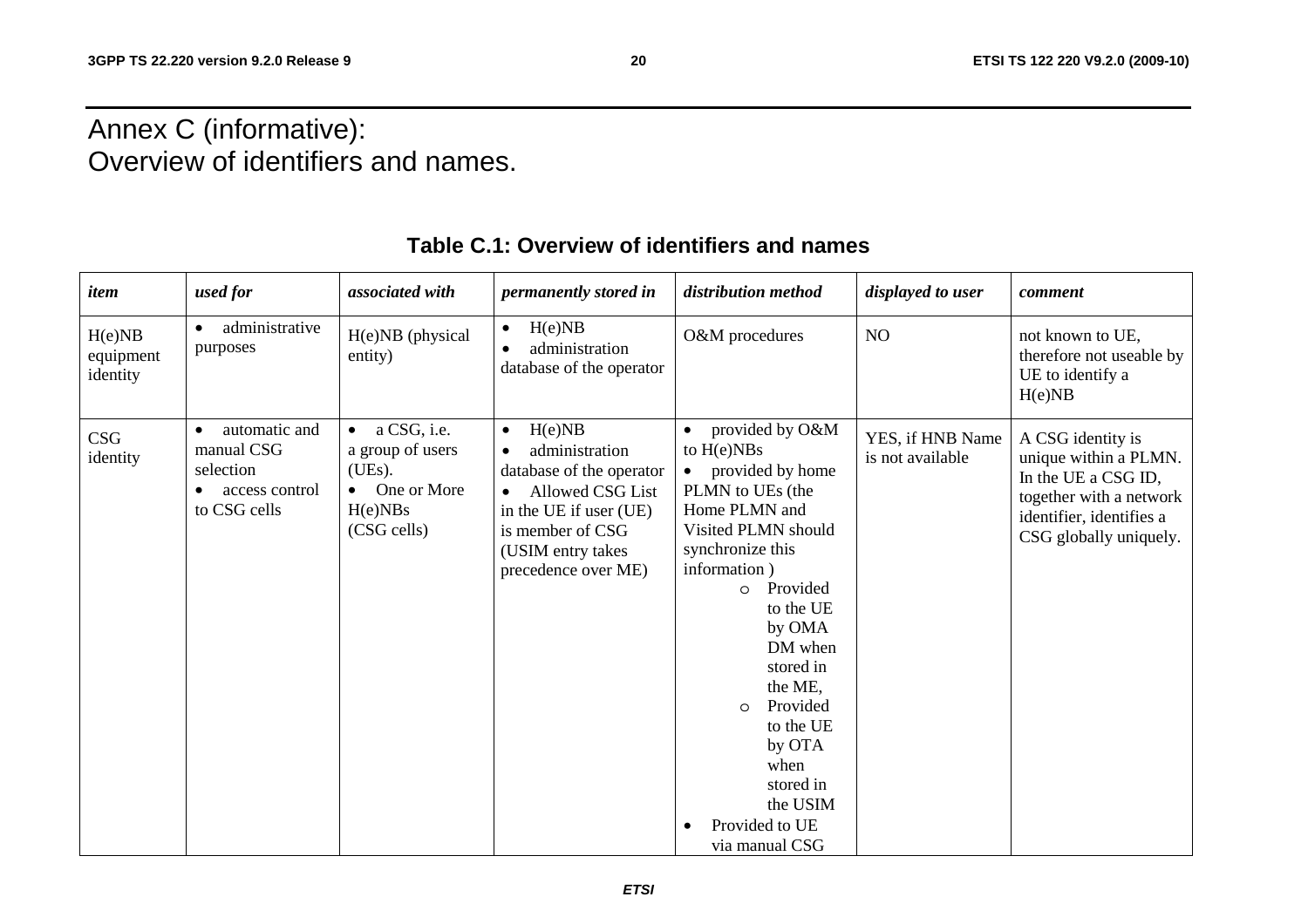# Annex C (informative): Overview of identifiers and names.

**Table C.1: Overview of identifiers and names**

| *item* | *used for* | *associated with* | *permanently stored in* | *distribution method* | *displayed to user* | *comment* |
|---|---|---|---|---|---|---|
| H(e)NB equipment identity | • administrative purposes | H(e)NB (physical entity) | • H(e)NB<br>• administration database of the operator | O&M procedures | NO | not known to UE, therefore not useable by UE to identify a H(e)NB |
| CSG identity | • automatic and manual CSG selection<br>• access control to CSG cells | • a CSG, i.e. a group of users (UEs).<br>• One or More H(e)NBs (CSG cells) | • H(e)NB<br>• administration database of the operator<br>• Allowed CSG List in the UE if user (UE) is member of CSG (USIM entry takes precedence over ME) | • provided by O&M to H(e)NBs<br>• provided by home PLMN to UEs (the Home PLMN and Visited PLMN should synchronize this information )<br>  ○ Provided to the UE by OMA DM when stored in the ME,<br>  ○ Provided to the UE by OTA when stored in the USIM<br>• Provided to UE via manual CSG | YES, if HNB Name is not available | A CSG identity is unique within a PLMN. In the UE a CSG ID, together with a network identifier, identifies a CSG globally uniquely. |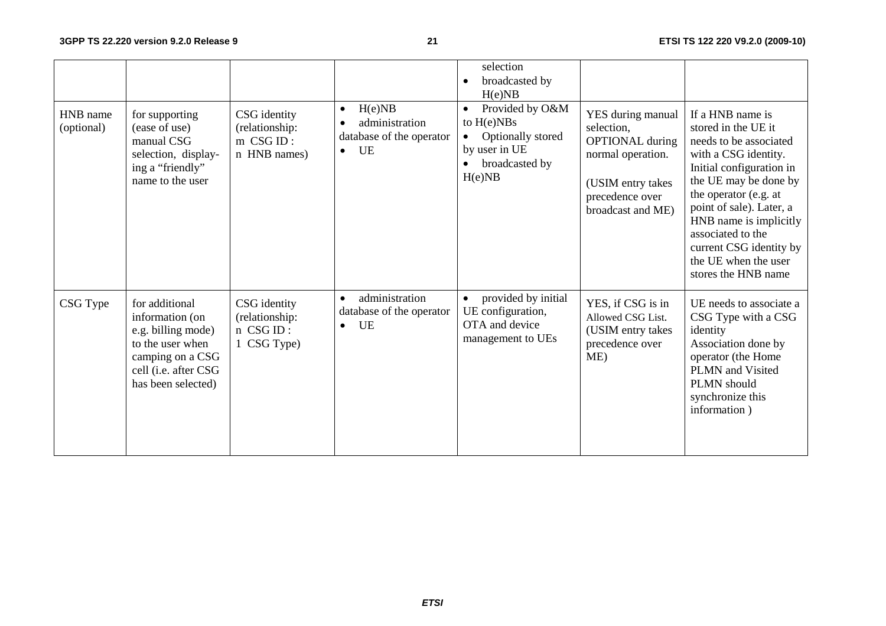| | | | | • selection<br>• broadcasted by H(e)NB | | |
|---|---|---|---|---|---|---|
| HNB name (optional) | for supporting (ease of use) manual CSG selection, display-ing a "friendly" name to the user | CSG identity (relationship: m CSG ID : n HNB names) | • H(e)NB<br>• administration database of the operator<br>• UE | • Provided by O&M to H(e)NBs<br>• Optionally stored by user in UE<br>• broadcasted by H(e)NB | YES during manual selection, OPTIONAL during normal operation.<br><br>(USIM entry takes precedence over broadcast and ME) | If a HNB name is stored in the UE it needs to be associated with a CSG identity. Initial configuration in the UE may be done by the operator (e.g. at point of sale). Later, a HNB name is implicitly associated to the current CSG identity by the UE when the user stores the HNB name |
| CSG Type | for additional information (on e.g. billing mode) to the user when camping on a CSG cell (i.e. after CSG has been selected) | CSG identity (relationship: n CSG ID : 1 CSG Type) | • administration database of the operator<br>• UE | • provided by initial UE configuration, OTA and device management to UEs | YES, if CSG is in Allowed CSG List. (USIM entry takes precedence over ME) | UE needs to associate a CSG Type with a CSG identity<br>Association done by operator (the Home PLMN and Visited PLMN should synchronize this information ) |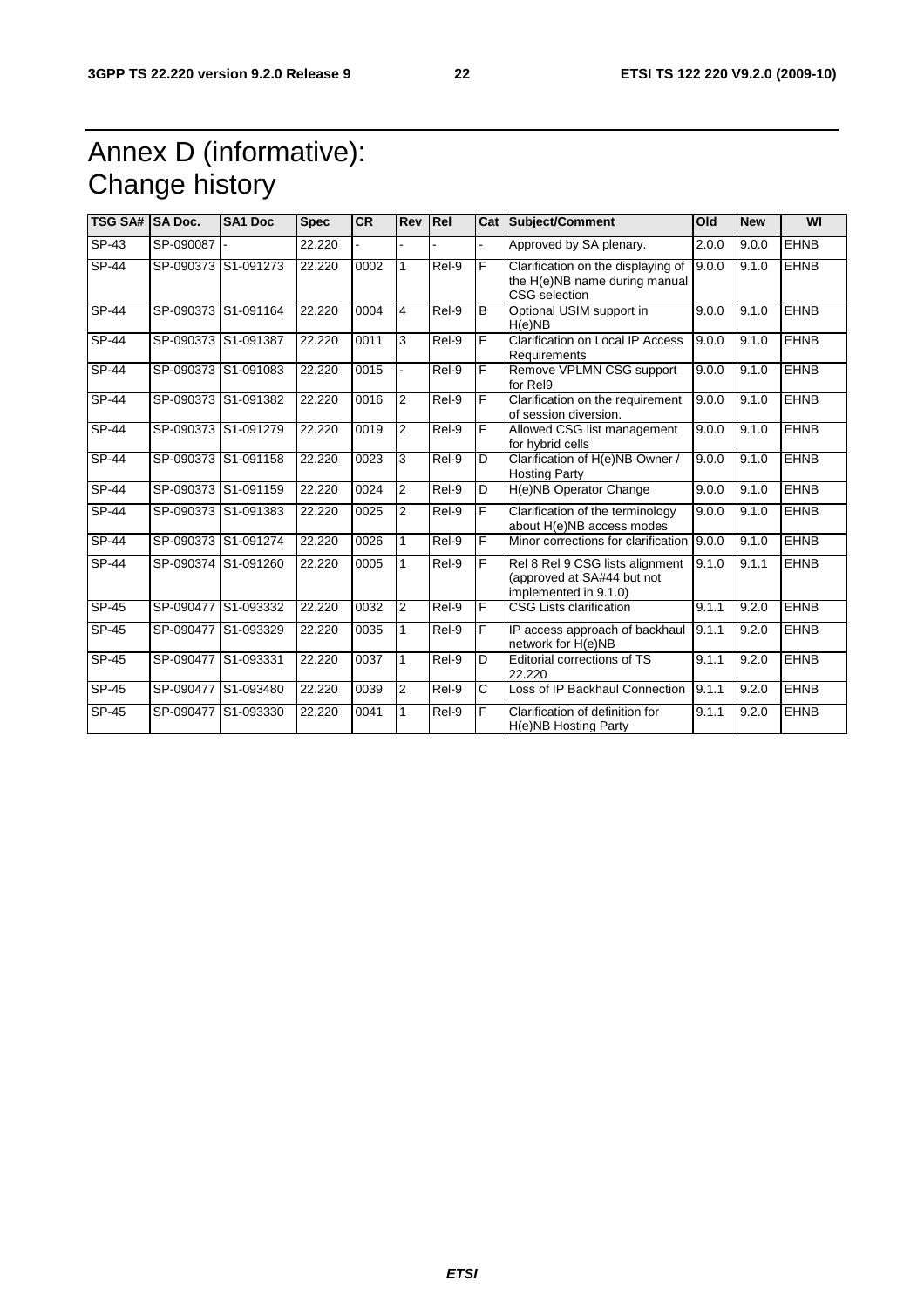# Annex D (informative): Change history

| TSG SA# | SA Doc. | SA1 Doc | Spec | CR | Rev | Rel | Cat | Subject/Comment | Old | New | WI |
|---|---|---|---|---|---|---|---|---|---|---|---|
| SP-43 | SP-090087 | - | 22.220 | - | - | - | - | Approved by SA plenary. | 2.0.0 | 9.0.0 | EHNB |
| SP-44 | SP-090373 | S1-091273 | 22.220 | 0002 | 1 | Rel-9 | F | Clarification on the displaying of the H(e)NB name during manual CSG selection | 9.0.0 | 9.1.0 | EHNB |
| SP-44 | SP-090373 | S1-091164 | 22.220 | 0004 | 4 | Rel-9 | B | Optional USIM support in H(e)NB | 9.0.0 | 9.1.0 | EHNB |
| SP-44 | SP-090373 | S1-091387 | 22.220 | 0011 | 3 | Rel-9 | F | Clarification on Local IP Access Requirements | 9.0.0 | 9.1.0 | EHNB |
| SP-44 | SP-090373 | S1-091083 | 22.220 | 0015 | - | Rel-9 | F | Remove VPLMN CSG support for Rel9 | 9.0.0 | 9.1.0 | EHNB |
| SP-44 | SP-090373 | S1-091382 | 22.220 | 0016 | 2 | Rel-9 | F | Clarification on the requirement of session diversion. | 9.0.0 | 9.1.0 | EHNB |
| SP-44 | SP-090373 | S1-091279 | 22.220 | 0019 | 2 | Rel-9 | F | Allowed CSG list management for hybrid cells | 9.0.0 | 9.1.0 | EHNB |
| SP-44 | SP-090373 | S1-091158 | 22.220 | 0023 | 3 | Rel-9 | D | Clarification of H(e)NB Owner / Hosting Party | 9.0.0 | 9.1.0 | EHNB |
| SP-44 | SP-090373 | S1-091159 | 22.220 | 0024 | 2 | Rel-9 | D | H(e)NB Operator Change | 9.0.0 | 9.1.0 | EHNB |
| SP-44 | SP-090373 | S1-091383 | 22.220 | 0025 | 2 | Rel-9 | F | Clarification of the terminology about H(e)NB access modes | 9.0.0 | 9.1.0 | EHNB |
| SP-44 | SP-090373 | S1-091274 | 22.220 | 0026 | 1 | Rel-9 | F | Minor corrections for clarification | 9.0.0 | 9.1.0 | EHNB |
| SP-44 | SP-090374 | S1-091260 | 22.220 | 0005 | 1 | Rel-9 | F | Rel 8 Rel 9 CSG lists alignment (approved at SA#44 but not implemented in 9.1.0) | 9.1.0 | 9.1.1 | EHNB |
| SP-45 | SP-090477 | S1-093332 | 22.220 | 0032 | 2 | Rel-9 | F | CSG Lists clarification | 9.1.1 | 9.2.0 | EHNB |
| SP-45 | SP-090477 | S1-093329 | 22.220 | 0035 | 1 | Rel-9 | F | IP access approach of backhaul network for H(e)NB | 9.1.1 | 9.2.0 | EHNB |
| SP-45 | SP-090477 | S1-093331 | 22.220 | 0037 | 1 | Rel-9 | D | Editorial corrections of TS 22.220 | 9.1.1 | 9.2.0 | EHNB |
| SP-45 | SP-090477 | S1-093480 | 22.220 | 0039 | 2 | Rel-9 | C | Loss of IP Backhaul Connection | 9.1.1 | 9.2.0 | EHNB |
| SP-45 | SP-090477 | S1-093330 | 22.220 | 0041 | 1 | Rel-9 | F | Clarification of definition for H(e)NB Hosting Party | 9.1.1 | 9.2.0 | EHNB |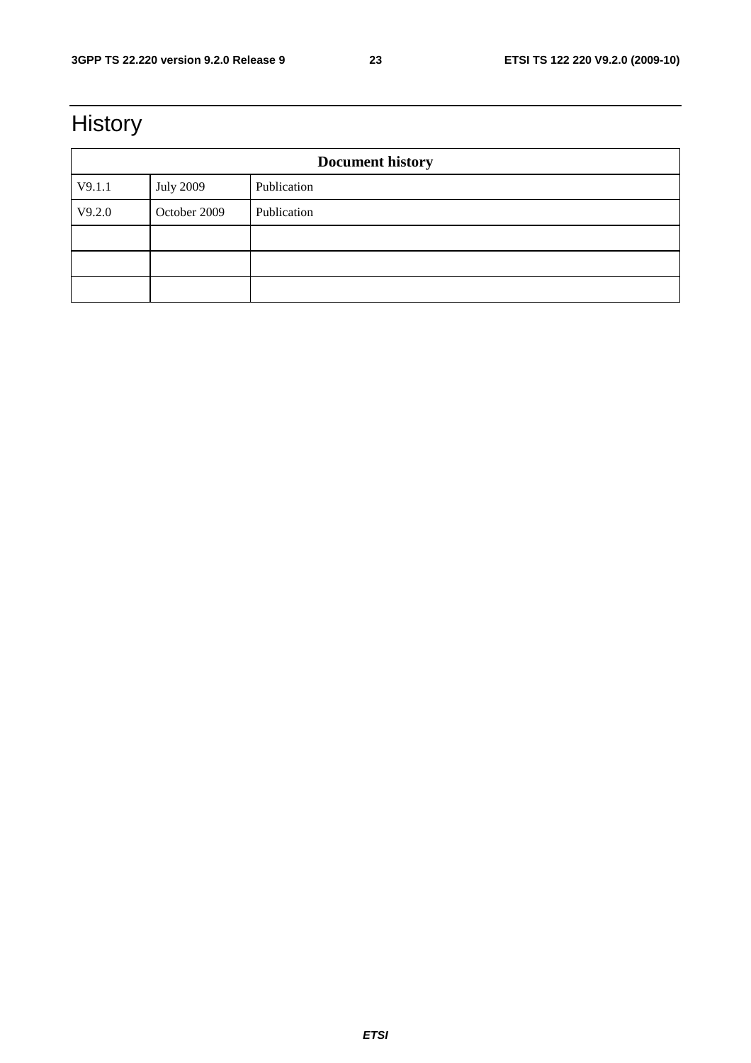# History

| Document history | | |
|---|---|---|
| V9.1.1 | July 2009 | Publication |
| V9.2.0 | October 2009 | Publication |
| | | |
| | | |
| | | |